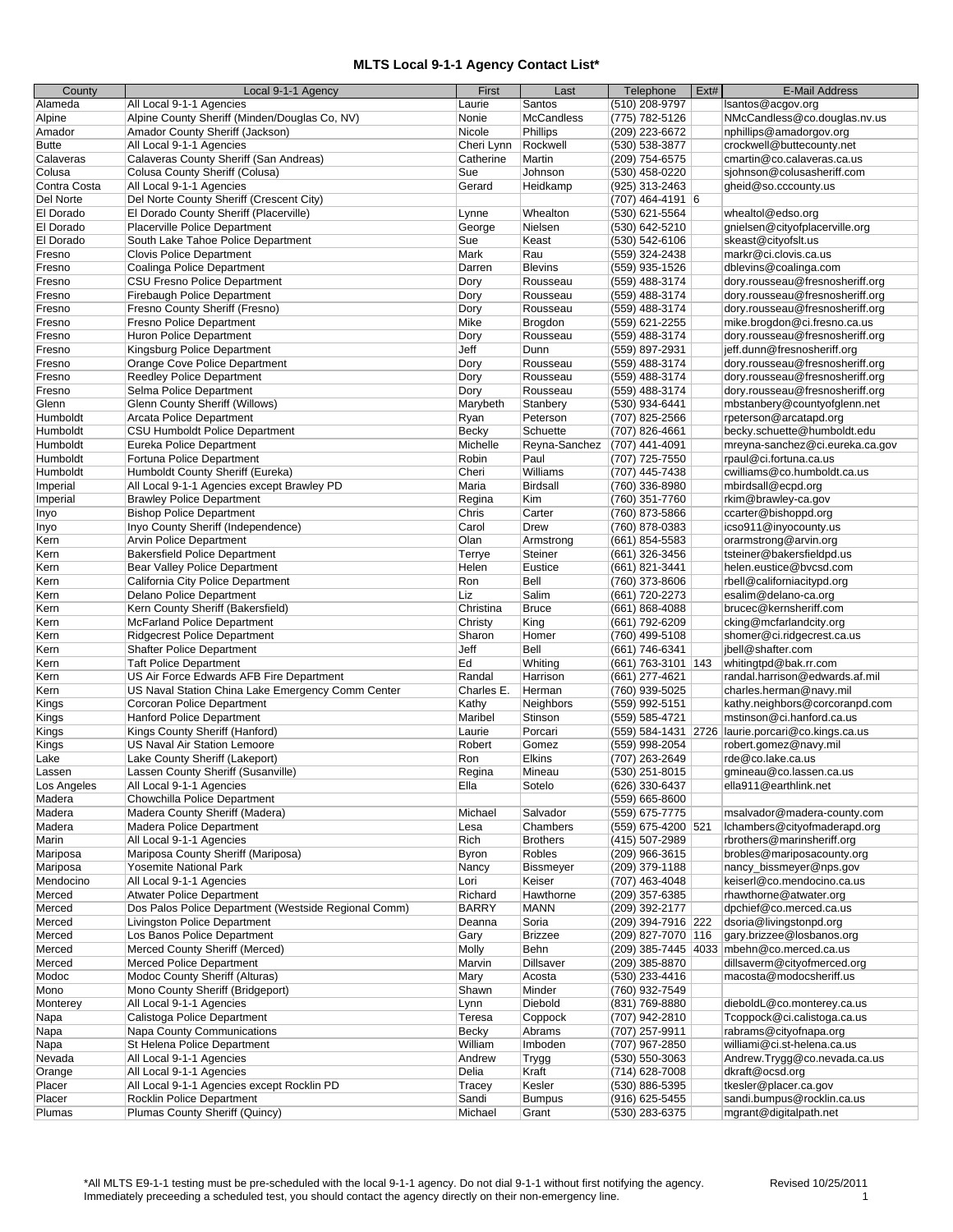# MLTS Local 9-1-1 Agency Contact List*

| County | Local 9-1-1 Agency | First | Last | Telephone | Ext# | E-Mail Address |
|---|---|---|---|---|---|---|
| Alameda | All Local 9-1-1 Agencies | Laurie | Santos | (510) 208-9797 | | lsantos@acgov.org |
| Alpine | Alpine County Sheriff (Minden/Douglas Co, NV) | Nonie | McCandless | (775) 782-5126 | | NMcCandless@co.douglas.nv.us |
| Amador | Amador County Sheriff (Jackson) | Nicole | Phillips | (209) 223-6672 | | nphillips@amadorgov.org |
| Butte | All Local 9-1-1 Agencies | Cheri Lynn | Rockwell | (530) 538-3877 | | crockwell@buttecounty.net |
| Calaveras | Calaveras County Sheriff (San Andreas) | Catherine | Martin | (209) 754-6575 | | cmartin@co.calaveras.ca.us |
| Colusa | Colusa County Sheriff (Colusa) | Sue | Johnson | (530) 458-0220 | | sjohnson@colusasheriff.com |
| Contra Costa | All Local 9-1-1 Agencies | Gerard | Heidkamp | (925) 313-2463 | | gheid@so.cccounty.us |
| Del Norte | Del Norte County Sheriff (Crescent City) | | | (707) 464-4191 | 6 | |
| El Dorado | El Dorado County Sheriff (Placerville) | Lynne | Whealton | (530) 621-5564 | | whealtol@edso.org |
| El Dorado | Placerville Police Department | George | Nielsen | (530) 642-5210 | | gnielsen@cityofplacerville.org |
| El Dorado | South Lake Tahoe Police Department | Sue | Keast | (530) 542-6106 | | skeast@cityofslt.us |
| Fresno | Clovis Police Department | Mark | Rau | (559) 324-2438 | | markr@ci.clovis.ca.us |
| Fresno | Coalinga Police Department | Darren | Blevins | (559) 935-1526 | | dblevins@coalinga.com |
| Fresno | CSU Fresno Police Department | Dory | Rousseau | (559) 488-3174 | | dory.rousseau@fresnosheriff.org |
| Fresno | Firebaugh Police Department | Dory | Rousseau | (559) 488-3174 | | dory.rousseau@fresnosheriff.org |
| Fresno | Fresno County Sheriff (Fresno) | Dory | Rousseau | (559) 488-3174 | | dory.rousseau@fresnosheriff.org |
| Fresno | Fresno Police Department | Mike | Brogdon | (559) 621-2255 | | mike.brogdon@ci.fresno.ca.us |
| Fresno | Huron Police Department | Dory | Rousseau | (559) 488-3174 | | dory.rousseau@fresnosheriff.org |
| Fresno | Kingsburg Police Department | Jeff | Dunn | (559) 897-2931 | | jeff.dunn@fresnosheriff.org |
| Fresno | Orange Cove Police Department | Dory | Rousseau | (559) 488-3174 | | dory.rousseau@fresnosheriff.org |
| Fresno | Reedley Police Department | Dory | Rousseau | (559) 488-3174 | | dory.rousseau@fresnosheriff.org |
| Fresno | Selma Police Department | Dory | Rousseau | (559) 488-3174 | | dory.rousseau@fresnosheriff.org |
| Glenn | Glenn County Sheriff (Willows) | Marybeth | Stanbery | (530) 934-6441 | | mbstanbery@countyofglenn.net |
| Humboldt | Arcata Police Department | Ryan | Peterson | (707) 825-2566 | | rpeterson@arcatapd.org |
| Humboldt | CSU Humboldt Police Department | Becky | Schuette | (707) 826-4661 | | becky.schuette@humboldt.edu |
| Humboldt | Eureka Police Department | Michelle | Reyna-Sanchez | (707) 441-4091 | | mreyna-sanchez@ci.eureka.ca.gov |
| Humboldt | Fortuna Police Department | Robin | Paul | (707) 725-7550 | | rpaul@ci.fortuna.ca.us |
| Humboldt | Humboldt County Sheriff (Eureka) | Cheri | Williams | (707) 445-7438 | | cwilliams@co.humboldt.ca.us |
| Imperial | All Local 9-1-1 Agencies except Brawley PD | Maria | Birdsall | (760) 336-8980 | | mbirdsall@ecpd.org |
| Imperial | Brawley Police Department | Regina | Kim | (760) 351-7760 | | rkim@brawley-ca.gov |
| Inyo | Bishop Police Department | Chris | Carter | (760) 873-5866 | | ccarter@bishoppd.org |
| Inyo | Inyo County Sheriff (Independence) | Carol | Drew | (760) 878-0383 | | icso911@inyocounty.us |
| Kern | Arvin Police Department | Olan | Armstrong | (661) 854-5583 | | orarmstrong@arvin.org |
| Kern | Bakersfield Police Department | Terrye | Steiner | (661) 326-3456 | | tsteiner@bakersfieldpd.us |
| Kern | Bear Valley Police Department | Helen | Eustice | (661) 821-3441 | | helen.eustice@bvcsd.com |
| Kern | California City Police Department | Ron | Bell | (760) 373-8606 | | rbell@californiacitypd.org |
| Kern | Delano Police Department | Liz | Salim | (661) 720-2273 | | esalim@delano-ca.org |
| Kern | Kern County Sheriff (Bakersfield) | Christina | Bruce | (661) 868-4088 | | brucec@kernsheriff.com |
| Kern | McFarland Police Department | Christy | King | (661) 792-6209 | | cking@mcfarlandcity.org |
| Kern | Ridgecrest Police Department | Sharon | Homer | (760) 499-5108 | | shomer@ci.ridgecrest.ca.us |
| Kern | Shafter Police Department | Jeff | Bell | (661) 746-6341 | | jbell@shafter.com |
| Kern | Taft Police Department | Ed | Whiting | (661) 763-3101 | 143 | whitingtpd@bak.rr.com |
| Kern | US Air Force Edwards AFB Fire Department | Randal | Harrison | (661) 277-4621 | | randal.harrison@edwards.af.mil |
| Kern | US Naval Station China Lake Emergency Comm Center | Charles E. | Herman | (760) 939-5025 | | charles.herman@navy.mil |
| Kings | Corcoran Police Department | Kathy | Neighbors | (559) 992-5151 | | kathy.neighbors@corcoranpd.com |
| Kings | Hanford Police Department | Maribel | Stinson | (559) 585-4721 | | mstinson@ci.hanford.ca.us |
| Kings | Kings County Sheriff (Hanford) | Laurie | Porcari | (559) 584-1431 | 2726 | laurie.porcari@co.kings.ca.us |
| Kings | US Naval Air Station Lemoore | Robert | Gomez | (559) 998-2054 | | robert.gomez@navy.mil |
| Lake | Lake County Sheriff (Lakeport) | Ron | Elkins | (707) 263-2649 | | rde@co.lake.ca.us |
| Lassen | Lassen County Sheriff (Susanville) | Regina | Mineau | (530) 251-8015 | | gmineau@co.lassen.ca.us |
| Los Angeles | All Local 9-1-1 Agencies | Ella | Sotelo | (626) 330-6437 | | ella911@earthlink.net |
| Madera | Chowchilla Police Department | | | (559) 665-8600 | | |
| Madera | Madera County Sheriff (Madera) | Michael | Salvador | (559) 675-7775 | | msalvador@madera-county.com |
| Madera | Madera Police Department | Lesa | Chambers | (559) 675-4200 | 521 | lchambers@cityofmaderapd.org |
| Marin | All Local 9-1-1 Agencies | Rich | Brothers | (415) 507-2989 | | rbrothers@marinsheriff.org |
| Mariposa | Mariposa County Sheriff (Mariposa) | Byron | Robles | (209) 966-3615 | | brobles@mariposacounty.org |
| Mariposa | Yosemite National Park | Nancy | Bissmeyer | (209) 379-1188 | | nancy_bissmeyer@nps.gov |
| Mendocino | All Local 9-1-1 Agencies | Lori | Keiser | (707) 463-4048 | | keiserl@co.mendocino.ca.us |
| Merced | Atwater Police Department | Richard | Hawthorne | (209) 357-6385 | | rhawthorne@atwater.org |
| Merced | Dos Palos Police Department (Westside Regional Comm) | BARRY | MANN | (209) 392-2177 | | dpchief@co.merced.ca.us |
| Merced | Livingston Police Department | Deanna | Soria | (209) 394-7916 | 222 | dsoria@livingstonpd.org |
| Merced | Los Banos Police Department | Gary | Brizzee | (209) 827-7070 | 116 | gary.brizzee@losbanos.org |
| Merced | Merced County Sheriff (Merced) | Molly | Behn | (209) 385-7445 | 4033 | mbehn@co.merced.ca.us |
| Merced | Merced Police Department | Marvin | Dillsaver | (209) 385-8870 | | dillsaverm@cityofmerced.org |
| Modoc | Modoc County Sheriff (Alturas) | Mary | Acosta | (530) 233-4416 | | macosta@modocsheriff.us |
| Mono | Mono County Sheriff (Bridgeport) | Shawn | Minder | (760) 932-7549 | | |
| Monterey | All Local 9-1-1 Agencies | Lynn | Diebold | (831) 769-8880 | | dieboldL@co.monterey.ca.us |
| Napa | Calistoga Police Department | Teresa | Coppock | (707) 942-2810 | | Tcoppock@ci.calistoga.ca.us |
| Napa | Napa County Communications | Becky | Abrams | (707) 257-9911 | | rabrams@cityofnapa.org |
| Napa | St Helena Police Department | William | Imboden | (707) 967-2850 | | williami@ci.st-helena.ca.us |
| Nevada | All Local 9-1-1 Agencies | Andrew | Trygg | (530) 550-3063 | | Andrew.Trygg@co.nevada.ca.us |
| Orange | All Local 9-1-1 Agencies | Delia | Kraft | (714) 628-7008 | | dkraft@ocsd.org |
| Placer | All Local 9-1-1 Agencies except Rocklin PD | Tracey | Kesler | (530) 886-5395 | | tkesler@placer.ca.gov |
| Placer | Rocklin Police Department | Sandi | Bumpus | (916) 625-5455 | | sandi.bumpus@rocklin.ca.us |
| Plumas | Plumas County Sheriff (Quincy) | Michael | Grant | (530) 283-6375 | | mgrant@digitalpath.net |

*All MLTS E9-1-1 testing must be pre-scheduled with the local 9-1-1 agency. Do not dial 9-1-1 without first notifying the agency. Immediately preceeding a scheduled test, you should contact the agency directly on their non-emergency line.

Revised 10/25/2011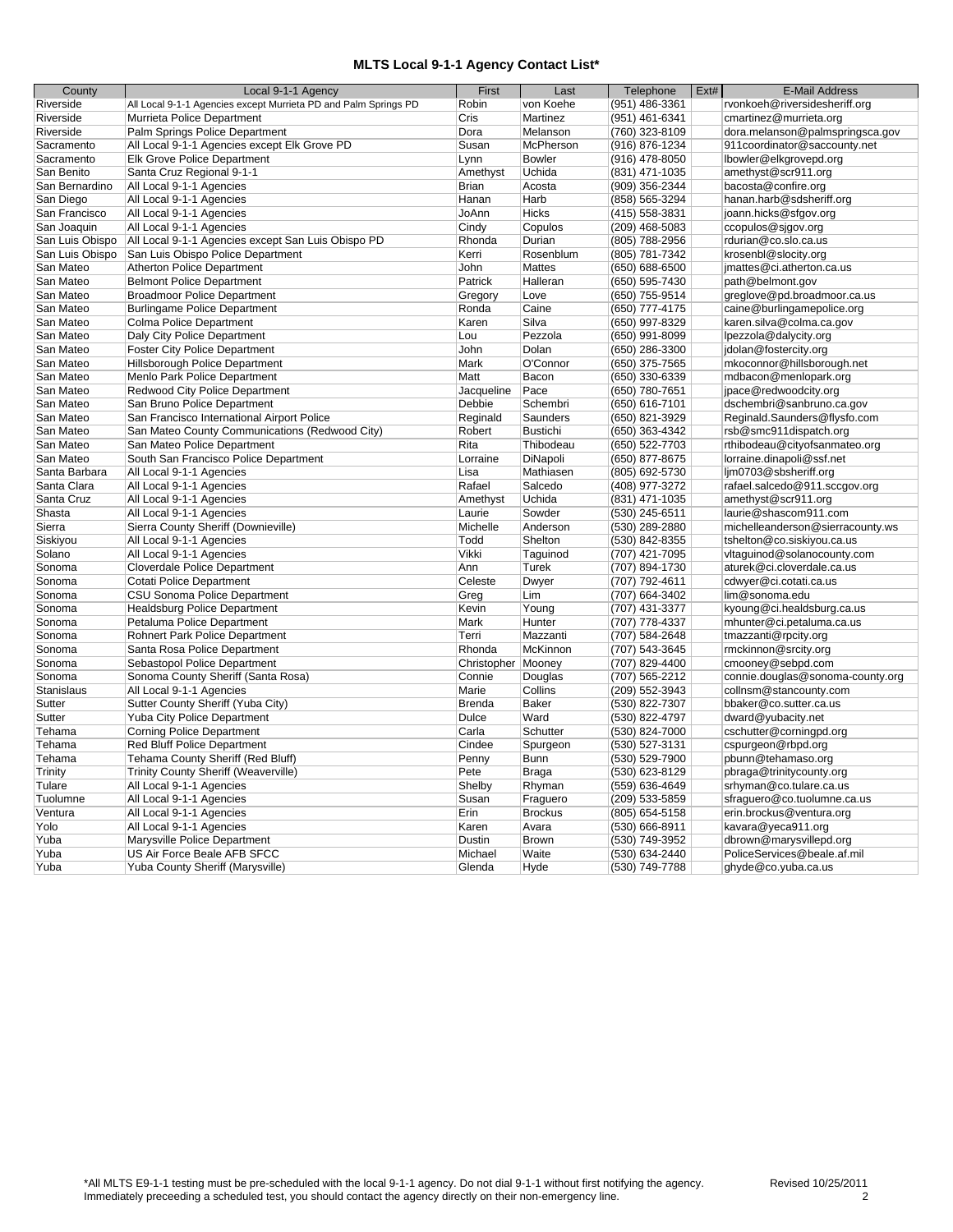# MLTS Local 9-1-1 Agency Contact List*

| County | Local 9-1-1 Agency | First | Last | Telephone | Ext# | E-Mail Address |
|---|---|---|---|---|---|---|
| Riverside | All Local 9-1-1 Agencies except Murrieta PD and Palm Springs PD | Robin | von Koehe | (951) 486-3361 | | rvonkoeh@riversidesheriff.org |
| Riverside | Murrieta Police Department | Cris | Martinez | (951) 461-6341 | | cmartinez@murrieta.org |
| Riverside | Palm Springs Police Department | Dora | Melanson | (760) 323-8109 | | dora.melanson@palmspringsca.gov |
| Sacramento | All Local 9-1-1 Agencies except Elk Grove PD | Susan | McPherson | (916) 876-1234 | | 911coordinator@saccounty.net |
| Sacramento | Elk Grove Police Department | Lynn | Bowler | (916) 478-8050 | | lbowler@elkgrovepd.org |
| San Benito | Santa Cruz Regional 9-1-1 | Amethyst | Uchida | (831) 471-1035 | | amethyst@scr911.org |
| San Bernardino | All Local 9-1-1 Agencies | Brian | Acosta | (909) 356-2344 | | bacosta@confire.org |
| San Diego | All Local 9-1-1 Agencies | Hanan | Harb | (858) 565-3294 | | hanan.harb@sdsheriff.org |
| San Francisco | All Local 9-1-1 Agencies | JoAnn | Hicks | (415) 558-3831 | | joann.hicks@sfgov.org |
| San Joaquin | All Local 9-1-1 Agencies | Cindy | Copulos | (209) 468-5083 | | ccopulos@sjgov.org |
| San Luis Obispo | All Local 9-1-1 Agencies except San Luis Obispo PD | Rhonda | Durian | (805) 788-2956 | | rdurian@co.slo.ca.us |
| San Luis Obispo | San Luis Obispo Police Department | Kerri | Rosenblum | (805) 781-7342 | | krosenbl@slocity.org |
| San Mateo | Atherton Police Department | John | Mattes | (650) 688-6500 | | jmattes@ci.atherton.ca.us |
| San Mateo | Belmont Police Department | Patrick | Halleran | (650) 595-7430 | | path@belmont.gov |
| San Mateo | Broadmoor Police Department | Gregory | Love | (650) 755-9514 | | greglove@pd.broadmoor.ca.us |
| San Mateo | Burlingame Police Department | Ronda | Caine | (650) 777-4175 | | caine@burlingamepolice.org |
| San Mateo | Colma Police Department | Karen | Silva | (650) 997-8329 | | karen.silva@colma.ca.gov |
| San Mateo | Daly City Police Department | Lou | Pezzola | (650) 991-8099 | | lpezzola@dalycity.org |
| San Mateo | Foster City Police Department | John | Dolan | (650) 286-3300 | | jdolan@fostercity.org |
| San Mateo | Hillsborough Police Department | Mark | O'Connor | (650) 375-7565 | | mkoconnor@hillsborough.net |
| San Mateo | Menlo Park Police Department | Matt | Bacon | (650) 330-6339 | | mdbacon@menlopark.org |
| San Mateo | Redwood City Police Department | Jacqueline | Pace | (650) 780-7651 | | jpace@redwoodcity.org |
| San Mateo | San Bruno Police Department | Debbie | Schembri | (650) 616-7101 | | dschembri@sanbruno.ca.gov |
| San Mateo | San Francisco International Airport Police | Reginald | Saunders | (650) 821-3929 | | Reginald.Saunders@flysfo.com |
| San Mateo | San Mateo County Communications (Redwood City) | Robert | Bustichi | (650) 363-4342 | | rsb@smc911dispatch.org |
| San Mateo | San Mateo Police Department | Rita | Thibodeau | (650) 522-7703 | | rthibodeau@cityofsanmateo.org |
| San Mateo | South San Francisco Police Department | Lorraine | DiNapoli | (650) 877-8675 | | lorraine.dinapoli@ssf.net |
| Santa Barbara | All Local 9-1-1 Agencies | Lisa | Mathiasen | (805) 692-5730 | | ljm0703@sbsheriff.org |
| Santa Clara | All Local 9-1-1 Agencies | Rafael | Salcedo | (408) 977-3272 | | rafael.salcedo@911.sccgov.org |
| Santa Cruz | All Local 9-1-1 Agencies | Amethyst | Uchida | (831) 471-1035 | | amethyst@scr911.org |
| Shasta | All Local 9-1-1 Agencies | Laurie | Sowder | (530) 245-6511 | | laurie@shascom911.com |
| Sierra | Sierra County Sheriff (Downieville) | Michelle | Anderson | (530) 289-2880 | | michelleanderson@sierracounty.ws |
| Siskiyou | All Local 9-1-1 Agencies | Todd | Shelton | (530) 842-8355 | | tshelton@co.siskiyou.ca.us |
| Solano | All Local 9-1-1 Agencies | Vikki | Taguinod | (707) 421-7095 | | vltaguinod@solanocounty.com |
| Sonoma | Cloverdale Police Department | Ann | Turek | (707) 894-1730 | | aturek@ci.cloverdale.ca.us |
| Sonoma | Cotati Police Department | Celeste | Dwyer | (707) 792-4611 | | cdwyer@ci.cotati.ca.us |
| Sonoma | CSU Sonoma Police Department | Greg | Lim | (707) 664-3402 | | lim@sonoma.edu |
| Sonoma | Healdsburg Police Department | Kevin | Young | (707) 431-3377 | | kyoung@ci.healdsburg.ca.us |
| Sonoma | Petaluma Police Department | Mark | Hunter | (707) 778-4337 | | mhunter@ci.petaluma.ca.us |
| Sonoma | Rohnert Park Police Department | Terri | Mazzanti | (707) 584-2648 | | tmazzanti@rpcity.org |
| Sonoma | Santa Rosa Police Department | Rhonda | McKinnon | (707) 543-3645 | | rmckinnon@srcity.org |
| Sonoma | Sebastopol Police Department | Christopher | Mooney | (707) 829-4400 | | cmooney@sebpd.com |
| Sonoma | Sonoma County Sheriff (Santa Rosa) | Connie | Douglas | (707) 565-2212 | | connie.douglas@sonoma-county.org |
| Stanislaus | All Local 9-1-1 Agencies | Marie | Collins | (209) 552-3943 | | collnsm@stancounty.com |
| Sutter | Sutter County Sheriff (Yuba City) | Brenda | Baker | (530) 822-7307 | | bbaker@co.sutter.ca.us |
| Sutter | Yuba City Police Department | Dulce | Ward | (530) 822-4797 | | dward@yubacity.net |
| Tehama | Corning Police Department | Carla | Schutter | (530) 824-7000 | | cschutter@corningpd.org |
| Tehama | Red Bluff Police Department | Cindee | Spurgeon | (530) 527-3131 | | cspurgeon@rbpd.org |
| Tehama | Tehama County Sheriff (Red Bluff) | Penny | Bunn | (530) 529-7900 | | pbunn@tehamaso.org |
| Trinity | Trinity County Sheriff (Weaverville) | Pete | Braga | (530) 623-8129 | | pbraga@trinitycounty.org |
| Tulare | All Local 9-1-1 Agencies | Shelby | Rhyman | (559) 636-4649 | | srhyman@co.tulare.ca.us |
| Tuolumne | All Local 9-1-1 Agencies | Susan | Fraguero | (209) 533-5859 | | sfraguero@co.tuolumne.ca.us |
| Ventura | All Local 9-1-1 Agencies | Erin | Brockus | (805) 654-5158 | | erin.brockus@ventura.org |
| Yolo | All Local 9-1-1 Agencies | Karen | Avara | (530) 666-8911 | | kavara@yeca911.org |
| Yuba | Marysville Police Department | Dustin | Brown | (530) 749-3952 | | dbrown@marysvillepd.org |
| Yuba | US Air Force Beale AFB SFCC | Michael | Waite | (530) 634-2440 | | PoliceServices@beale.af.mil |
| Yuba | Yuba County Sheriff (Marysville) | Glenda | Hyde | (530) 749-7788 | | ghyde@co.yuba.ca.us |

*All MLTS E9-1-1 testing must be pre-scheduled with the local 9-1-1 agency. Do not dial 9-1-1 without first notifying the agency. Immediately preceeding a scheduled test, you should contact the agency directly on their non-emergency line.

Revised 10/25/2011